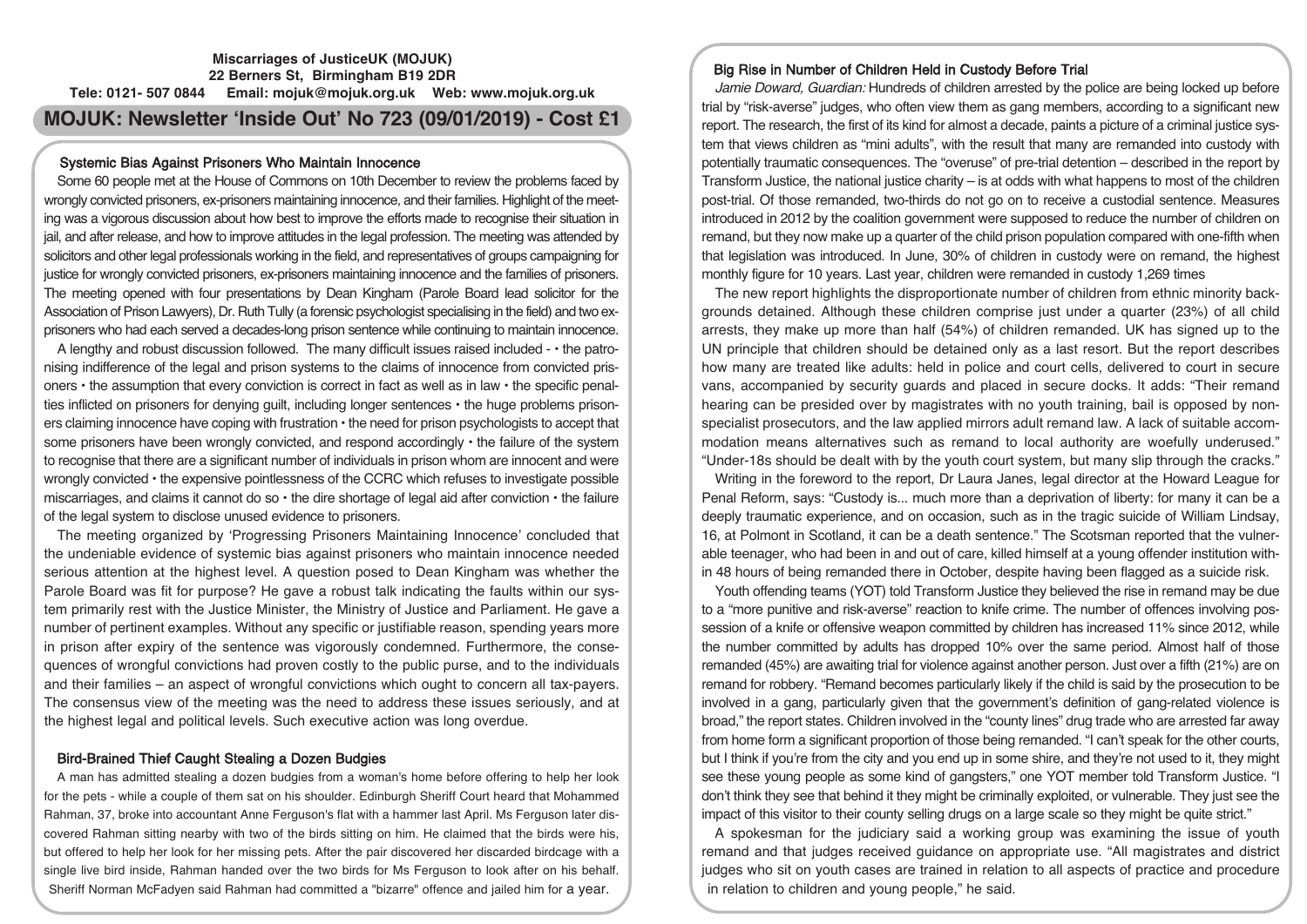**Miscarriages of JusticeUK (MOJUK)**
**22 Berners St, Birmingham B19 2DR**
**Tele: 0121- 507 0844 Email: mojuk@mojuk.org.uk Web: www.mojuk.org.uk**

# MOJUK: Newsletter 'Inside Out' No 723 (09/01/2019) - Cost £1

## Systemic Bias Against Prisoners Who Maintain Innocence

Some 60 people met at the House of Commons on 10th December to review the problems faced by wrongly convicted prisoners, ex-prisoners maintaining innocence, and their families. Highlight of the meeting was a vigorous discussion about how best to improve the efforts made to recognise their situation in jail, and after release, and how to improve attitudes in the legal profession. The meeting was attended by solicitors and other legal professionals working in the field, and representatives of groups campaigning for justice for wrongly convicted prisoners, ex-prisoners maintaining innocence and the families of prisoners. The meeting opened with four presentations by Dean Kingham (Parole Board lead solicitor for the Association of Prison Lawyers), Dr. Ruth Tully (a forensic psychologist specialising in the field) and two ex-prisoners who had each served a decades-long prison sentence while continuing to maintain innocence.

A lengthy and robust discussion followed. The many difficult issues raised included - • the patronising indifference of the legal and prison systems to the claims of innocence from convicted prisoners • the assumption that every conviction is correct in fact as well as in law • the specific penalties inflicted on prisoners for denying guilt, including longer sentences • the huge problems prisoners claiming innocence have coping with frustration • the need for prison psychologists to accept that some prisoners have been wrongly convicted, and respond accordingly • the failure of the system to recognise that there are a significant number of individuals in prison whom are innocent and were wrongly convicted • the expensive pointlessness of the CCRC which refuses to investigate possible miscarriages, and claims it cannot do so • the dire shortage of legal aid after conviction • the failure of the legal system to disclose unused evidence to prisoners.

The meeting organized by 'Progressing Prisoners Maintaining Innocence' concluded that the undeniable evidence of systemic bias against prisoners who maintain innocence needed serious attention at the highest level. A question posed to Dean Kingham was whether the Parole Board was fit for purpose? He gave a robust talk indicating the faults within our system primarily rest with the Justice Minister, the Ministry of Justice and Parliament. He gave a number of pertinent examples. Without any specific or justifiable reason, spending years more in prison after expiry of the sentence was vigorously condemned. Furthermore, the consequences of wrongful convictions had proven costly to the public purse, and to the individuals and their families – an aspect of wrongful convictions which ought to concern all tax-payers. The consensus view of the meeting was the need to address these issues seriously, and at the highest legal and political levels. Such executive action was long overdue.

## Bird-Brained Thief Caught Stealing a Dozen Budgies

A man has admitted stealing a dozen budgies from a woman's home before offering to help her look for the pets - while a couple of them sat on his shoulder. Edinburgh Sheriff Court heard that Mohammed Rahman, 37, broke into accountant Anne Ferguson's flat with a hammer last April. Ms Ferguson later discovered Rahman sitting nearby with two of the birds sitting on him. He claimed that the birds were his, but offered to help her look for her missing pets. After the pair discovered her discarded birdcage with a single live bird inside, Rahman handed over the two birds for Ms Ferguson to look after on his behalf. Sheriff Norman McFadyen said Rahman had committed a "bizarre" offence and jailed him for a year.

## Big Rise in Number of Children Held in Custody Before Trial

*Jamie Doward, Guardian:* Hundreds of children arrested by the police are being locked up before trial by "risk-averse" judges, who often view them as gang members, according to a significant new report. The research, the first of its kind for almost a decade, paints a picture of a criminal justice system that views children as "mini adults", with the result that many are remanded into custody with potentially traumatic consequences. The "overuse" of pre-trial detention – described in the report by Transform Justice, the national justice charity – is at odds with what happens to most of the children post-trial. Of those remanded, two-thirds do not go on to receive a custodial sentence. Measures introduced in 2012 by the coalition government were supposed to reduce the number of children on remand, but they now make up a quarter of the child prison population compared with one-fifth when that legislation was introduced. In June, 30% of children in custody were on remand, the highest monthly figure for 10 years. Last year, children were remanded in custody 1,269 times

The new report highlights the disproportionate number of children from ethnic minority backgrounds detained. Although these children comprise just under a quarter (23%) of all child arrests, they make up more than half (54%) of children remanded. UK has signed up to the UN principle that children should be detained only as a last resort. But the report describes how many are treated like adults: held in police and court cells, delivered to court in secure vans, accompanied by security guards and placed in secure docks. It adds: "Their remand hearing can be presided over by magistrates with no youth training, bail is opposed by non-specialist prosecutors, and the law applied mirrors adult remand law. A lack of suitable accommodation means alternatives such as remand to local authority are woefully underused." "Under-18s should be dealt with by the youth court system, but many slip through the cracks."

Writing in the foreword to the report, Dr Laura Janes, legal director at the Howard League for Penal Reform, says: "Custody is... much more than a deprivation of liberty: for many it can be a deeply traumatic experience, and on occasion, such as in the tragic suicide of William Lindsay, 16, at Polmont in Scotland, it can be a death sentence." The Scotsman reported that the vulnerable teenager, who had been in and out of care, killed himself at a young offender institution within 48 hours of being remanded there in October, despite having been flagged as a suicide risk.

Youth offending teams (YOT) told Transform Justice they believed the rise in remand may be due to a "more punitive and risk-averse" reaction to knife crime. The number of offences involving possession of a knife or offensive weapon committed by children has increased 11% since 2012, while the number committed by adults has dropped 10% over the same period. Almost half of those remanded (45%) are awaiting trial for violence against another person. Just over a fifth (21%) are on remand for robbery. "Remand becomes particularly likely if the child is said by the prosecution to be involved in a gang, particularly given that the government's definition of gang-related violence is broad," the report states. Children involved in the "county lines" drug trade who are arrested far away from home form a significant proportion of those being remanded. "I can't speak for the other courts, but I think if you're from the city and you end up in some shire, and they're not used to it, they might see these young people as some kind of gangsters," one YOT member told Transform Justice. "I don't think they see that behind it they might be criminally exploited, or vulnerable. They just see the impact of this visitor to their county selling drugs on a large scale so they might be quite strict."

A spokesman for the judiciary said a working group was examining the issue of youth remand and that judges received guidance on appropriate use. "All magistrates and district judges who sit on youth cases are trained in relation to all aspects of practice and procedure in relation to children and young people," he said.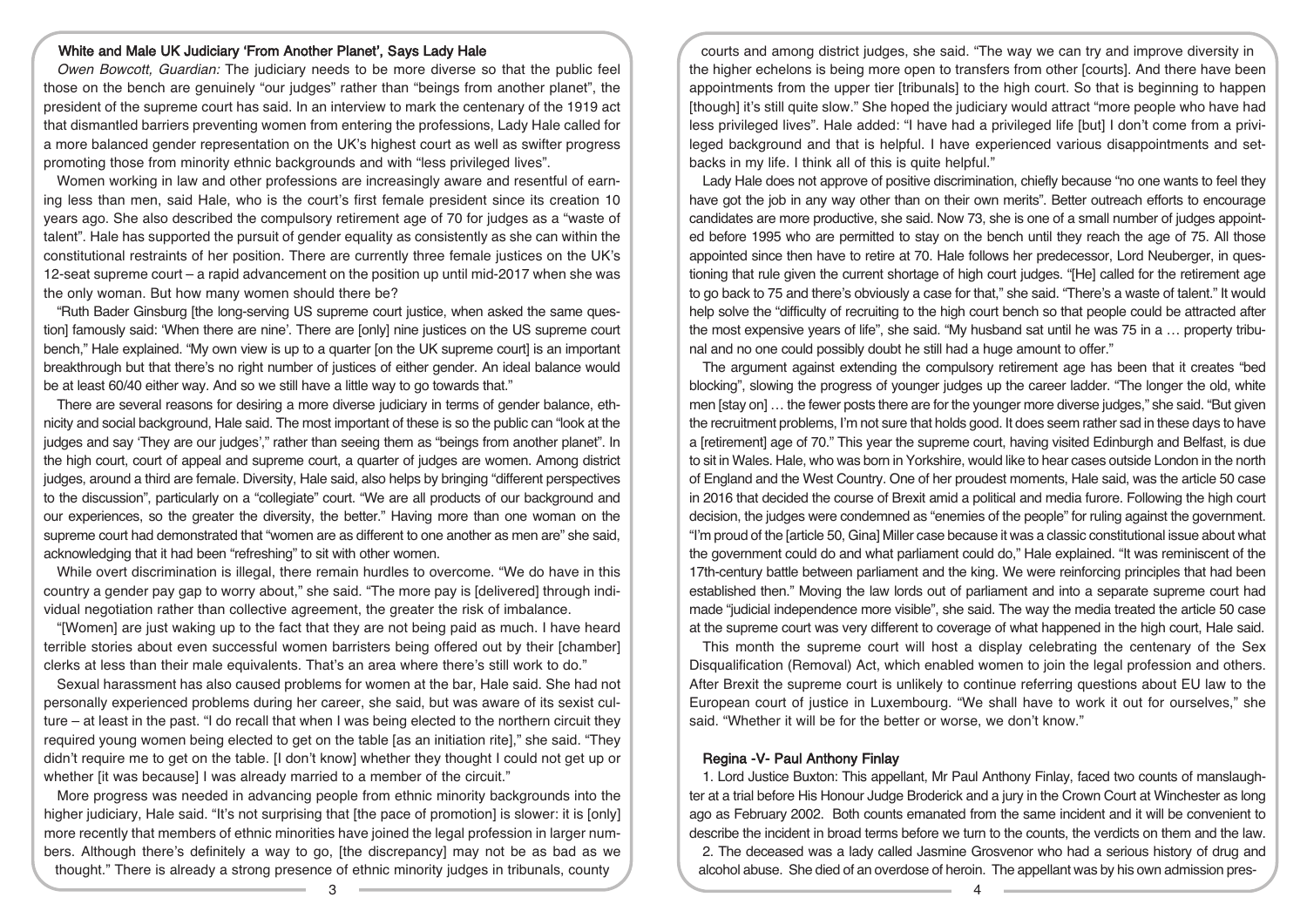## White and Male UK Judiciary 'From Another Planet', Says Lady Hale

*Owen Bowcott, Guardian:* The judiciary needs to be more diverse so that the public feel those on the bench are genuinely "our judges" rather than "beings from another planet", the president of the supreme court has said. In an interview to mark the centenary of the 1919 act that dismantled barriers preventing women from entering the professions, Lady Hale called for a more balanced gender representation on the UK's highest court as well as swifter progress promoting those from minority ethnic backgrounds and with "less privileged lives".

Women working in law and other professions are increasingly aware and resentful of earning less than men, said Hale, who is the court's first female president since its creation 10 years ago. She also described the compulsory retirement age of 70 for judges as a "waste of talent". Hale has supported the pursuit of gender equality as consistently as she can within the constitutional restraints of her position. There are currently three female justices on the UK's 12-seat supreme court – a rapid advancement on the position up until mid-2017 when she was the only woman. But how many women should there be?

"Ruth Bader Ginsburg [the long-serving US supreme court justice, when asked the same question] famously said: 'When there are nine'. There are [only] nine justices on the US supreme court bench," Hale explained. "My own view is up to a quarter [on the UK supreme court] is an important breakthrough but that there's no right number of justices of either gender. An ideal balance would be at least 60/40 either way. And so we still have a little way to go towards that."

There are several reasons for desiring a more diverse judiciary in terms of gender balance, ethnicity and social background, Hale said. The most important of these is so the public can "look at the judges and say 'They are our judges'," rather than seeing them as "beings from another planet". In the high court, court of appeal and supreme court, a quarter of judges are women. Among district judges, around a third are female. Diversity, Hale said, also helps by bringing "different perspectives to the discussion", particularly on a "collegiate" court. "We are all products of our background and our experiences, so the greater the diversity, the better." Having more than one woman on the supreme court had demonstrated that "women are as different to one another as men are" she said, acknowledging that it had been "refreshing" to sit with other women.

While overt discrimination is illegal, there remain hurdles to overcome. "We do have in this country a gender pay gap to worry about," she said. "The more pay is [delivered] through individual negotiation rather than collective agreement, the greater the risk of imbalance.

"[Women] are just waking up to the fact that they are not being paid as much. I have heard terrible stories about even successful women barristers being offered out by their [chamber] clerks at less than their male equivalents. That's an area where there's still work to do."

Sexual harassment has also caused problems for women at the bar, Hale said. She had not personally experienced problems during her career, she said, but was aware of its sexist culture – at least in the past. "I do recall that when I was being elected to the northern circuit they required young women being elected to get on the table [as an initiation rite]," she said. "They didn't require me to get on the table. [I don't know] whether they thought I could not get up or whether [it was because] I was already married to a member of the circuit."

More progress was needed in advancing people from ethnic minority backgrounds into the higher judiciary, Hale said. "It's not surprising that [the pace of promotion] is slower: it is [only] more recently that members of ethnic minorities have joined the legal profession in larger numbers. Although there's definitely a way to go, [the discrepancy] may not be as bad as we thought." There is already a strong presence of ethnic minority judges in tribunals, county courts and among district judges, she said. "The way we can try and improve diversity in the higher echelons is being more open to transfers from other [courts]. And there have been appointments from the upper tier [tribunals] to the high court. So that is beginning to happen [though] it's still quite slow." She hoped the judiciary would attract "more people who have had less privileged lives". Hale added: "I have had a privileged life [but] I don't come from a privileged background and that is helpful. I have experienced various disappointments and setbacks in my life. I think all of this is quite helpful."

Lady Hale does not approve of positive discrimination, chiefly because "no one wants to feel they have got the job in any way other than on their own merits". Better outreach efforts to encourage candidates are more productive, she said. Now 73, she is one of a small number of judges appointed before 1995 who are permitted to stay on the bench until they reach the age of 75. All those appointed since then have to retire at 70. Hale follows her predecessor, Lord Neuberger, in questioning that rule given the current shortage of high court judges. "[He] called for the retirement age to go back to 75 and there's obviously a case for that," she said. "There's a waste of talent." It would help solve the "difficulty of recruiting to the high court bench so that people could be attracted after the most expensive years of life", she said. "My husband sat until he was 75 in a … property tribunal and no one could possibly doubt he still had a huge amount to offer."

The argument against extending the compulsory retirement age has been that it creates "bed blocking", slowing the progress of younger judges up the career ladder. "The longer the old, white men [stay on] … the fewer posts there are for the younger more diverse judges," she said. "But given the recruitment problems, I'm not sure that holds good. It does seem rather sad in these days to have a [retirement] age of 70." This year the supreme court, having visited Edinburgh and Belfast, is due to sit in Wales. Hale, who was born in Yorkshire, would like to hear cases outside London in the north of England and the West Country. One of her proudest moments, Hale said, was the article 50 case in 2016 that decided the course of Brexit amid a political and media furore. Following the high court decision, the judges were condemned as "enemies of the people" for ruling against the government. "I'm proud of the [article 50, Gina] Miller case because it was a classic constitutional issue about what the government could do and what parliament could do," Hale explained. "It was reminiscent of the 17th-century battle between parliament and the king. We were reinforcing principles that had been established then." Moving the law lords out of parliament and into a separate supreme court had made "judicial independence more visible", she said. The way the media treated the article 50 case at the supreme court was very different to coverage of what happened in the high court, Hale said.

This month the supreme court will host a display celebrating the centenary of the Sex Disqualification (Removal) Act, which enabled women to join the legal profession and others. After Brexit the supreme court is unlikely to continue referring questions about EU law to the European court of justice in Luxembourg. "We shall have to work it out for ourselves," she said. "Whether it will be for the better or worse, we don't know."

## Regina -V- Paul Anthony Finlay

1. Lord Justice Buxton: This appellant, Mr Paul Anthony Finlay, faced two counts of manslaughter at a trial before His Honour Judge Broderick and a jury in the Crown Court at Winchester as long ago as February 2002. Both counts emanated from the same incident and it will be convenient to describe the incident in broad terms before we turn to the counts, the verdicts on them and the law.

2. The deceased was a lady called Jasmine Grosvenor who had a serious history of drug and alcohol abuse. She died of an overdose of heroin. The appellant was by his own admission pres-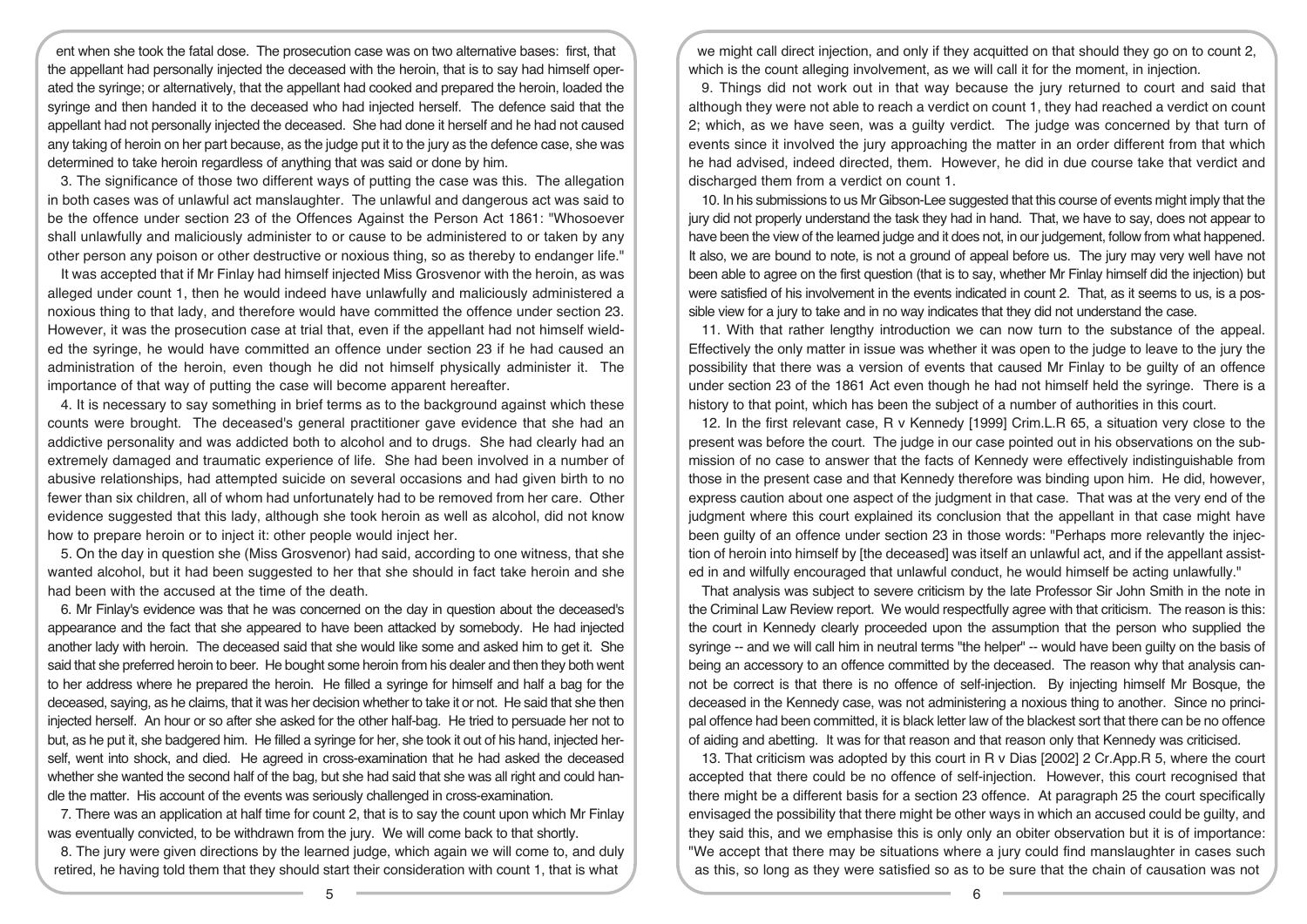ent when she took the fatal dose. The prosecution case was on two alternative bases: first, that the appellant had personally injected the deceased with the heroin, that is to say had himself operated the syringe; or alternatively, that the appellant had cooked and prepared the heroin, loaded the syringe and then handed it to the deceased who had injected herself. The defence said that the appellant had not personally injected the deceased. She had done it herself and he had not caused any taking of heroin on her part because, as the judge put it to the jury as the defence case, she was determined to take heroin regardless of anything that was said or done by him.

3. The significance of those two different ways of putting the case was this. The allegation in both cases was of unlawful act manslaughter. The unlawful and dangerous act was said to be the offence under section 23 of the Offences Against the Person Act 1861: "Whosoever shall unlawfully and maliciously administer to or cause to be administered to or taken by any other person any poison or other destructive or noxious thing, so as thereby to endanger life."

It was accepted that if Mr Finlay had himself injected Miss Grosvenor with the heroin, as was alleged under count 1, then he would indeed have unlawfully and maliciously administered a noxious thing to that lady, and therefore would have committed the offence under section 23. However, it was the prosecution case at trial that, even if the appellant had not himself wielded the syringe, he would have committed an offence under section 23 if he had caused an administration of the heroin, even though he did not himself physically administer it. The importance of that way of putting the case will become apparent hereafter.

4. It is necessary to say something in brief terms as to the background against which these counts were brought. The deceased's general practitioner gave evidence that she had an addictive personality and was addicted both to alcohol and to drugs. She had clearly had an extremely damaged and traumatic experience of life. She had been involved in a number of abusive relationships, had attempted suicide on several occasions and had given birth to no fewer than six children, all of whom had unfortunately had to be removed from her care. Other evidence suggested that this lady, although she took heroin as well as alcohol, did not know how to prepare heroin or to inject it: other people would inject her.

5. On the day in question she (Miss Grosvenor) had said, according to one witness, that she wanted alcohol, but it had been suggested to her that she should in fact take heroin and she had been with the accused at the time of the death.

6. Mr Finlay's evidence was that he was concerned on the day in question about the deceased's appearance and the fact that she appeared to have been attacked by somebody. He had injected another lady with heroin. The deceased said that she would like some and asked him to get it. She said that she preferred heroin to beer. He bought some heroin from his dealer and then they both went to her address where he prepared the heroin. He filled a syringe for himself and half a bag for the deceased, saying, as he claims, that it was her decision whether to take it or not. He said that she then injected herself. An hour or so after she asked for the other half-bag. He tried to persuade her not to but, as he put it, she badgered him. He filled a syringe for her, she took it out of his hand, injected herself, went into shock, and died. He agreed in cross-examination that he had asked the deceased whether she wanted the second half of the bag, but she had said that she was all right and could handle the matter. His account of the events was seriously challenged in cross-examination.

7. There was an application at half time for count 2, that is to say the count upon which Mr Finlay was eventually convicted, to be withdrawn from the jury. We will come back to that shortly.

8. The jury were given directions by the learned judge, which again we will come to, and duly retired, he having told them that they should start their consideration with count 1, that is what we might call direct injection, and only if they acquitted on that should they go on to count 2, which is the count alleging involvement, as we will call it for the moment, in injection.

9. Things did not work out in that way because the jury returned to court and said that although they were not able to reach a verdict on count 1, they had reached a verdict on count 2; which, as we have seen, was a guilty verdict. The judge was concerned by that turn of events since it involved the jury approaching the matter in an order different from that which he had advised, indeed directed, them. However, he did in due course take that verdict and discharged them from a verdict on count 1.

10. In his submissions to us Mr Gibson-Lee suggested that this course of events might imply that the jury did not properly understand the task they had in hand. That, we have to say, does not appear to have been the view of the learned judge and it does not, in our judgement, follow from what happened. It also, we are bound to note, is not a ground of appeal before us. The jury may very well have not been able to agree on the first question (that is to say, whether Mr Finlay himself did the injection) but were satisfied of his involvement in the events indicated in count 2. That, as it seems to us, is a possible view for a jury to take and in no way indicates that they did not understand the case.

11. With that rather lengthy introduction we can now turn to the substance of the appeal. Effectively the only matter in issue was whether it was open to the judge to leave to the jury the possibility that there was a version of events that caused Mr Finlay to be guilty of an offence under section 23 of the 1861 Act even though he had not himself held the syringe. There is a history to that point, which has been the subject of a number of authorities in this court.

12. In the first relevant case, R v Kennedy [1999] Crim.L.R 65, a situation very close to the present was before the court. The judge in our case pointed out in his observations on the submission of no case to answer that the facts of Kennedy were effectively indistinguishable from those in the present case and that Kennedy therefore was binding upon him. He did, however, express caution about one aspect of the judgment in that case. That was at the very end of the judgment where this court explained its conclusion that the appellant in that case might have been guilty of an offence under section 23 in those words: "Perhaps more relevantly the injection of heroin into himself by [the deceased] was itself an unlawful act, and if the appellant assisted in and wilfully encouraged that unlawful conduct, he would himself be acting unlawfully."

That analysis was subject to severe criticism by the late Professor Sir John Smith in the note in the Criminal Law Review report. We would respectfully agree with that criticism. The reason is this: the court in Kennedy clearly proceeded upon the assumption that the person who supplied the syringe -- and we will call him in neutral terms "the helper" -- would have been guilty on the basis of being an accessory to an offence committed by the deceased. The reason why that analysis cannot be correct is that there is no offence of self-injection. By injecting himself Mr Bosque, the deceased in the Kennedy case, was not administering a noxious thing to another. Since no principal offence had been committed, it is black letter law of the blackest sort that there can be no offence of aiding and abetting. It was for that reason and that reason only that Kennedy was criticised.

13. That criticism was adopted by this court in R v Dias [2002] 2 Cr.App.R 5, where the court accepted that there could be no offence of self-injection. However, this court recognised that there might be a different basis for a section 23 offence. At paragraph 25 the court specifically envisaged the possibility that there might be other ways in which an accused could be guilty, and they said this, and we emphasise this is only only an obiter observation but it is of importance: "We accept that there may be situations where a jury could find manslaughter in cases such as this, so long as they were satisfied so as to be sure that the chain of causation was not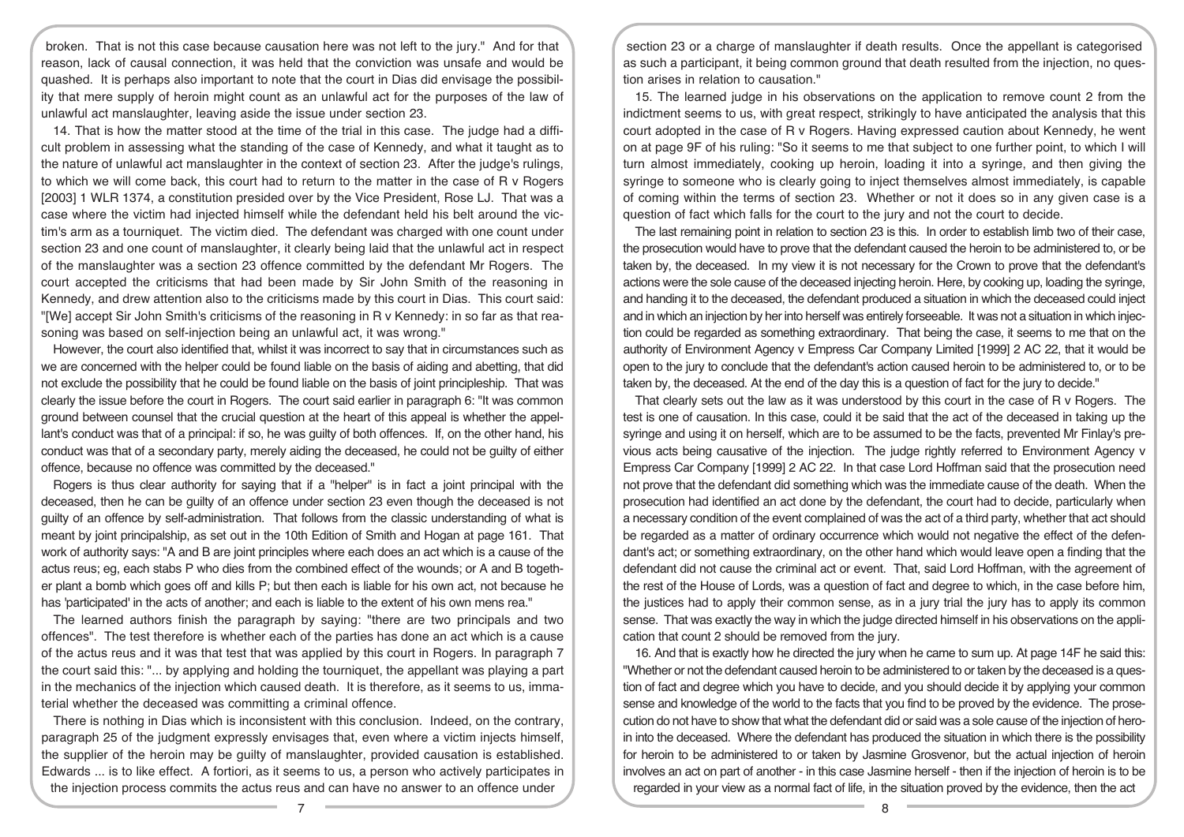broken. That is not this case because causation here was not left to the jury." And for that reason, lack of causal connection, it was held that the conviction was unsafe and would be quashed. It is perhaps also important to note that the court in Dias did envisage the possibility that mere supply of heroin might count as an unlawful act for the purposes of the law of unlawful act manslaughter, leaving aside the issue under section 23.

14. That is how the matter stood at the time of the trial in this case. The judge had a difficult problem in assessing what the standing of the case of Kennedy, and what it taught as to the nature of unlawful act manslaughter in the context of section 23. After the judge's rulings, to which we will come back, this court had to return to the matter in the case of R v Rogers [2003] 1 WLR 1374, a constitution presided over by the Vice President, Rose LJ. That was a case where the victim had injected himself while the defendant held his belt around the victim's arm as a tourniquet. The victim died. The defendant was charged with one count under section 23 and one count of manslaughter, it clearly being laid that the unlawful act in respect of the manslaughter was a section 23 offence committed by the defendant Mr Rogers. The court accepted the criticisms that had been made by Sir John Smith of the reasoning in Kennedy, and drew attention also to the criticisms made by this court in Dias. This court said: "[We] accept Sir John Smith's criticisms of the reasoning in R v Kennedy: in so far as that reasoning was based on self-injection being an unlawful act, it was wrong."

However, the court also identified that, whilst it was incorrect to say that in circumstances such as we are concerned with the helper could be found liable on the basis of aiding and abetting, that did not exclude the possibility that he could be found liable on the basis of joint principleship. That was clearly the issue before the court in Rogers. The court said earlier in paragraph 6: "It was common ground between counsel that the crucial question at the heart of this appeal is whether the appellant's conduct was that of a principal: if so, he was guilty of both offences. If, on the other hand, his conduct was that of a secondary party, merely aiding the deceased, he could not be guilty of either offence, because no offence was committed by the deceased."

Rogers is thus clear authority for saying that if a "helper" is in fact a joint principal with the deceased, then he can be guilty of an offence under section 23 even though the deceased is not guilty of an offence by self-administration. That follows from the classic understanding of what is meant by joint principalship, as set out in the 10th Edition of Smith and Hogan at page 161. That work of authority says: "A and B are joint principles where each does an act which is a cause of the actus reus; eg, each stabs P who dies from the combined effect of the wounds; or A and B together plant a bomb which goes off and kills P; but then each is liable for his own act, not because he has 'participated' in the acts of another; and each is liable to the extent of his own mens rea."

The learned authors finish the paragraph by saying: "there are two principals and two offences". The test therefore is whether each of the parties has done an act which is a cause of the actus reus and it was that test that was applied by this court in Rogers. In paragraph 7 the court said this: "... by applying and holding the tourniquet, the appellant was playing a part in the mechanics of the injection which caused death. It is therefore, as it seems to us, immaterial whether the deceased was committing a criminal offence.

There is nothing in Dias which is inconsistent with this conclusion. Indeed, on the contrary, paragraph 25 of the judgment expressly envisages that, even where a victim injects himself, the supplier of the heroin may be guilty of manslaughter, provided causation is established. Edwards ... is to like effect. A fortiori, as it seems to us, a person who actively participates in the injection process commits the actus reus and can have no answer to an offence under section 23 or a charge of manslaughter if death results. Once the appellant is categorised as such a participant, it being common ground that death resulted from the injection, no question arises in relation to causation."

15. The learned judge in his observations on the application to remove count 2 from the indictment seems to us, with great respect, strikingly to have anticipated the analysis that this court adopted in the case of R v Rogers. Having expressed caution about Kennedy, he went on at page 9F of his ruling: "So it seems to me that subject to one further point, to which I will turn almost immediately, cooking up heroin, loading it into a syringe, and then giving the syringe to someone who is clearly going to inject themselves almost immediately, is capable of coming within the terms of section 23. Whether or not it does so in any given case is a question of fact which falls for the court to the jury and not the court to decide.

The last remaining point in relation to section 23 is this. In order to establish limb two of their case, the prosecution would have to prove that the defendant caused the heroin to be administered to, or be taken by, the deceased. In my view it is not necessary for the Crown to prove that the defendant's actions were the sole cause of the deceased injecting heroin. Here, by cooking up, loading the syringe, and handing it to the deceased, the defendant produced a situation in which the deceased could inject and in which an injection by her into herself was entirely forseeable. It was not a situation in which injection could be regarded as something extraordinary. That being the case, it seems to me that on the authority of Environment Agency v Empress Car Company Limited [1999] 2 AC 22, that it would be open to the jury to conclude that the defendant's action caused heroin to be administered to, or to be taken by, the deceased. At the end of the day this is a question of fact for the jury to decide."

That clearly sets out the law as it was understood by this court in the case of R v Rogers. The test is one of causation. In this case, could it be said that the act of the deceased in taking up the syringe and using it on herself, which are to be assumed to be the facts, prevented Mr Finlay's previous acts being causative of the injection. The judge rightly referred to Environment Agency v Empress Car Company [1999] 2 AC 22. In that case Lord Hoffman said that the prosecution need not prove that the defendant did something which was the immediate cause of the death. When the prosecution had identified an act done by the defendant, the court had to decide, particularly when a necessary condition of the event complained of was the act of a third party, whether that act should be regarded as a matter of ordinary occurrence which would not negative the effect of the defendant's act; or something extraordinary, on the other hand which would leave open a finding that the defendant did not cause the criminal act or event. That, said Lord Hoffman, with the agreement of the rest of the House of Lords, was a question of fact and degree to which, in the case before him, the justices had to apply their common sense, as in a jury trial the jury has to apply its common sense. That was exactly the way in which the judge directed himself in his observations on the application that count 2 should be removed from the jury.

16. And that is exactly how he directed the jury when he came to sum up. At page 14F he said this: "Whether or not the defendant caused heroin to be administered to or taken by the deceased is a question of fact and degree which you have to decide, and you should decide it by applying your common sense and knowledge of the world to the facts that you find to be proved by the evidence. The prosecution do not have to show that what the defendant did or said was a sole cause of the injection of heroin into the deceased. Where the defendant has produced the situation in which there is the possibility for heroin to be administered to or taken by Jasmine Grosvenor, but the actual injection of heroin involves an act on part of another - in this case Jasmine herself - then if the injection of heroin is to be regarded in your view as a normal fact of life, in the situation proved by the evidence, then the act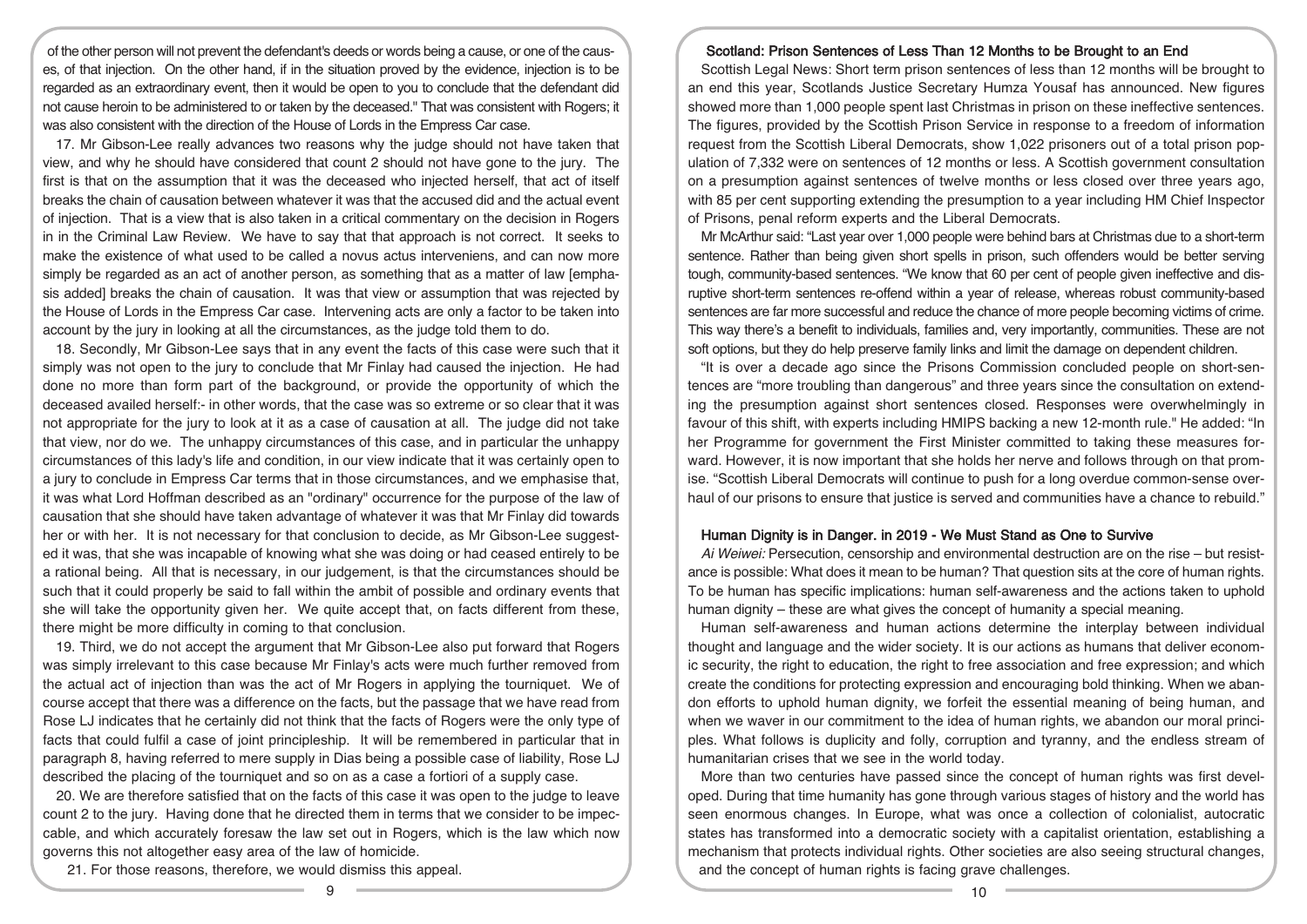of the other person will not prevent the defendant's deeds or words being a cause, or one of the causes, of that injection. On the other hand, if in the situation proved by the evidence, injection is to be regarded as an extraordinary event, then it would be open to you to conclude that the defendant did not cause heroin to be administered to or taken by the deceased." That was consistent with Rogers; it was also consistent with the direction of the House of Lords in the Empress Car case.

17. Mr Gibson-Lee really advances two reasons why the judge should not have taken that view, and why he should have considered that count 2 should not have gone to the jury. The first is that on the assumption that it was the deceased who injected herself, that act of itself breaks the chain of causation between whatever it was that the accused did and the actual event of injection. That is a view that is also taken in a critical commentary on the decision in Rogers in in the Criminal Law Review. We have to say that that approach is not correct. It seeks to make the existence of what used to be called a novus actus interveniens, and can now more simply be regarded as an act of another person, as something that as a matter of law [emphasis added] breaks the chain of causation. It was that view or assumption that was rejected by the House of Lords in the Empress Car case. Intervening acts are only a factor to be taken into account by the jury in looking at all the circumstances, as the judge told them to do.

18. Secondly, Mr Gibson-Lee says that in any event the facts of this case were such that it simply was not open to the jury to conclude that Mr Finlay had caused the injection. He had done no more than form part of the background, or provide the opportunity of which the deceased availed herself:- in other words, that the case was so extreme or so clear that it was not appropriate for the jury to look at it as a case of causation at all. The judge did not take that view, nor do we. The unhappy circumstances of this case, and in particular the unhappy circumstances of this lady's life and condition, in our view indicate that it was certainly open to a jury to conclude in Empress Car terms that in those circumstances, and we emphasise that, it was what Lord Hoffman described as an "ordinary" occurrence for the purpose of the law of causation that she should have taken advantage of whatever it was that Mr Finlay did towards her or with her. It is not necessary for that conclusion to decide, as Mr Gibson-Lee suggested it was, that she was incapable of knowing what she was doing or had ceased entirely to be a rational being. All that is necessary, in our judgement, is that the circumstances should be such that it could properly be said to fall within the ambit of possible and ordinary events that she will take the opportunity given her. We quite accept that, on facts different from these, there might be more difficulty in coming to that conclusion.

19. Third, we do not accept the argument that Mr Gibson-Lee also put forward that Rogers was simply irrelevant to this case because Mr Finlay's acts were much further removed from the actual act of injection than was the act of Mr Rogers in applying the tourniquet. We of course accept that there was a difference on the facts, but the passage that we have read from Rose LJ indicates that he certainly did not think that the facts of Rogers were the only type of facts that could fulfil a case of joint principleship. It will be remembered in particular that in paragraph 8, having referred to mere supply in Dias being a possible case of liability, Rose LJ described the placing of the tourniquet and so on as a case a fortiori of a supply case.

20. We are therefore satisfied that on the facts of this case it was open to the judge to leave count 2 to the jury. Having done that he directed them in terms that we consider to be impeccable, and which accurately foresaw the law set out in Rogers, which is the law which now governs this not altogether easy area of the law of homicide.

21. For those reasons, therefore, we would dismiss this appeal.

## Scotland: Prison Sentences of Less Than 12 Months to be Brought to an End

Scottish Legal News: Short term prison sentences of less than 12 months will be brought to an end this year, Scotlands Justice Secretary Humza Yousaf has announced. New figures showed more than 1,000 people spent last Christmas in prison on these ineffective sentences. The figures, provided by the Scottish Prison Service in response to a freedom of information request from the Scottish Liberal Democrats, show 1,022 prisoners out of a total prison population of 7,332 were on sentences of 12 months or less. A Scottish government consultation on a presumption against sentences of twelve months or less closed over three years ago, with 85 per cent supporting extending the presumption to a year including HM Chief Inspector of Prisons, penal reform experts and the Liberal Democrats.

Mr McArthur said: "Last year over 1,000 people were behind bars at Christmas due to a short-term sentence. Rather than being given short spells in prison, such offenders would be better serving tough, community-based sentences. "We know that 60 per cent of people given ineffective and disruptive short-term sentences re-offend within a year of release, whereas robust community-based sentences are far more successful and reduce the chance of more people becoming victims of crime. This way there's a benefit to individuals, families and, very importantly, communities. These are not soft options, but they do help preserve family links and limit the damage on dependent children.

"It is over a decade ago since the Prisons Commission concluded people on short-sentences are "more troubling than dangerous" and three years since the consultation on extending the presumption against short sentences closed. Responses were overwhelmingly in favour of this shift, with experts including HMIPS backing a new 12-month rule." He added: "In her Programme for government the First Minister committed to taking these measures forward. However, it is now important that she holds her nerve and follows through on that promise. "Scottish Liberal Democrats will continue to push for a long overdue common-sense overhaul of our prisons to ensure that justice is served and communities have a chance to rebuild."

## Human Dignity is in Danger. in 2019 - We Must Stand as One to Survive

*Ai Weiwei:* Persecution, censorship and environmental destruction are on the rise – but resistance is possible: What does it mean to be human? That question sits at the core of human rights. To be human has specific implications: human self-awareness and the actions taken to uphold human dignity – these are what gives the concept of humanity a special meaning.

Human self-awareness and human actions determine the interplay between individual thought and language and the wider society. It is our actions as humans that deliver economic security, the right to education, the right to free association and free expression; and which create the conditions for protecting expression and encouraging bold thinking. When we abandon efforts to uphold human dignity, we forfeit the essential meaning of being human, and when we waver in our commitment to the idea of human rights, we abandon our moral principles. What follows is duplicity and folly, corruption and tyranny, and the endless stream of humanitarian crises that we see in the world today.

More than two centuries have passed since the concept of human rights was first developed. During that time humanity has gone through various stages of history and the world has seen enormous changes. In Europe, what was once a collection of colonialist, autocratic states has transformed into a democratic society with a capitalist orientation, establishing a mechanism that protects individual rights. Other societies are also seeing structural changes, and the concept of human rights is facing grave challenges.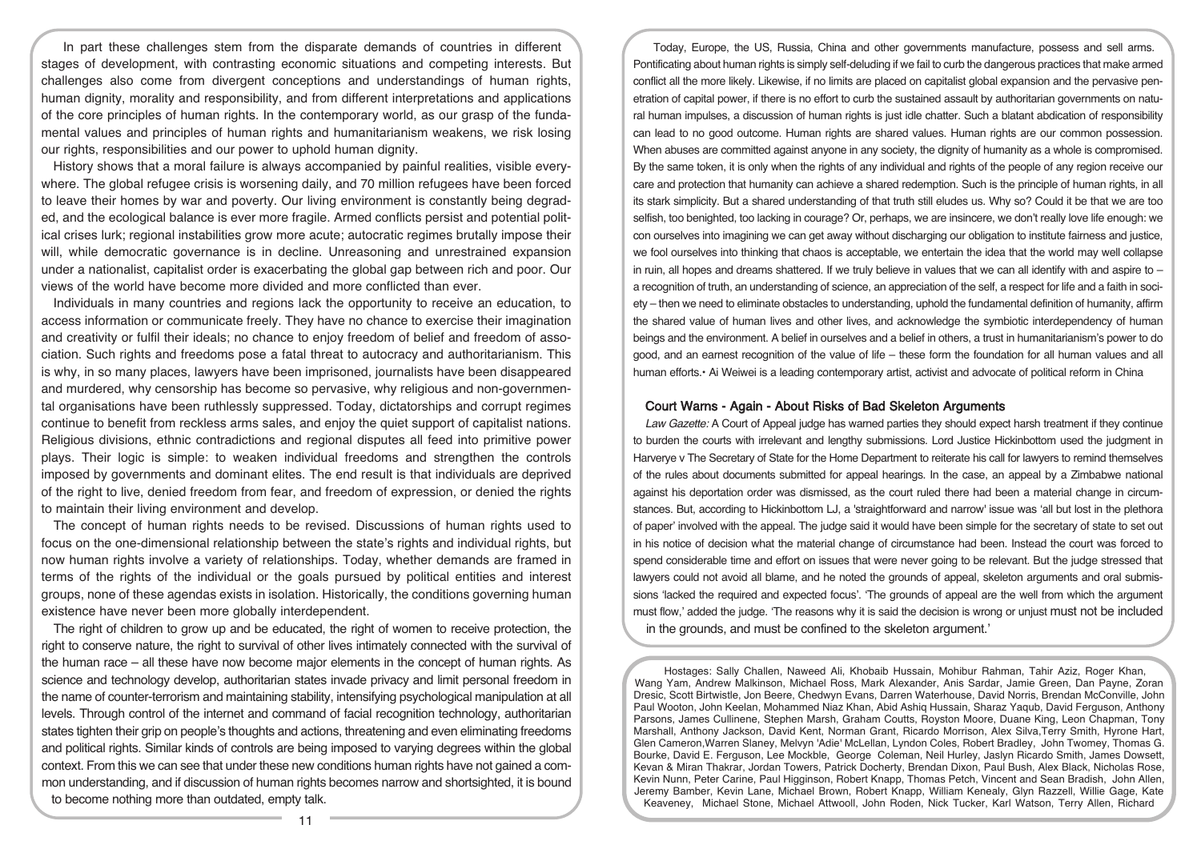In part these challenges stem from the disparate demands of countries in different stages of development, with contrasting economic situations and competing interests. But challenges also come from divergent conceptions and understandings of human rights, human dignity, morality and responsibility, and from different interpretations and applications of the core principles of human rights. In the contemporary world, as our grasp of the fundamental values and principles of human rights and humanitarianism weakens, we risk losing our rights, responsibilities and our power to uphold human dignity.

History shows that a moral failure is always accompanied by painful realities, visible everywhere. The global refugee crisis is worsening daily, and 70 million refugees have been forced to leave their homes by war and poverty. Our living environment is constantly being degraded, and the ecological balance is ever more fragile. Armed conflicts persist and potential political crises lurk; regional instabilities grow more acute; autocratic regimes brutally impose their will, while democratic governance is in decline. Unreasoning and unrestrained expansion under a nationalist, capitalist order is exacerbating the global gap between rich and poor. Our views of the world have become more divided and more conflicted than ever.

Individuals in many countries and regions lack the opportunity to receive an education, to access information or communicate freely. They have no chance to exercise their imagination and creativity or fulfil their ideals; no chance to enjoy freedom of belief and freedom of association. Such rights and freedoms pose a fatal threat to autocracy and authoritarianism. This is why, in so many places, lawyers have been imprisoned, journalists have been disappeared and murdered, why censorship has become so pervasive, why religious and non-governmental organisations have been ruthlessly suppressed. Today, dictatorships and corrupt regimes continue to benefit from reckless arms sales, and enjoy the quiet support of capitalist nations. Religious divisions, ethnic contradictions and regional disputes all feed into primitive power plays. Their logic is simple: to weaken individual freedoms and strengthen the controls imposed by governments and dominant elites. The end result is that individuals are deprived of the right to live, denied freedom from fear, and freedom of expression, or denied the rights to maintain their living environment and develop.

The concept of human rights needs to be revised. Discussions of human rights used to focus on the one-dimensional relationship between the state's rights and individual rights, but now human rights involve a variety of relationships. Today, whether demands are framed in terms of the rights of the individual or the goals pursued by political entities and interest groups, none of these agendas exists in isolation. Historically, the conditions governing human existence have never been more globally interdependent.

The right of children to grow up and be educated, the right of women to receive protection, the right to conserve nature, the right to survival of other lives intimately connected with the survival of the human race – all these have now become major elements in the concept of human rights. As science and technology develop, authoritarian states invade privacy and limit personal freedom in the name of counter-terrorism and maintaining stability, intensifying psychological manipulation at all levels. Through control of the internet and command of facial recognition technology, authoritarian states tighten their grip on people's thoughts and actions, threatening and even eliminating freedoms and political rights. Similar kinds of controls are being imposed to varying degrees within the global context. From this we can see that under these new conditions human rights have not gained a common understanding, and if discussion of human rights becomes narrow and shortsighted, it is bound to become nothing more than outdated, empty talk.

Today, Europe, the US, Russia, China and other governments manufacture, possess and sell arms. Pontificating about human rights is simply self-deluding if we fail to curb the dangerous practices that make armed conflict all the more likely. Likewise, if no limits are placed on capitalist global expansion and the pervasive penetration of capital power, if there is no effort to curb the sustained assault by authoritarian governments on natural human impulses, a discussion of human rights is just idle chatter. Such a blatant abdication of responsibility can lead to no good outcome. Human rights are shared values. Human rights are our common possession. When abuses are committed against anyone in any society, the dignity of humanity as a whole is compromised. By the same token, it is only when the rights of any individual and rights of the people of any region receive our care and protection that humanity can achieve a shared redemption. Such is the principle of human rights, in all its stark simplicity. But a shared understanding of that truth still eludes us. Why so? Could it be that we are too selfish, too benighted, too lacking in courage? Or, perhaps, we are insincere, we don't really love life enough: we con ourselves into imagining we can get away without discharging our obligation to institute fairness and justice, we fool ourselves into thinking that chaos is acceptable, we entertain the idea that the world may well collapse in ruin, all hopes and dreams shattered. If we truly believe in values that we can all identify with and aspire to – a recognition of truth, an understanding of science, an appreciation of the self, a respect for life and a faith in society – then we need to eliminate obstacles to understanding, uphold the fundamental definition of humanity, affirm the shared value of human lives and other lives, and acknowledge the symbiotic interdependency of human beings and the environment. A belief in ourselves and a belief in others, a trust in humanitarianism's power to do good, and an earnest recognition of the value of life – these form the foundation for all human values and all human efforts.• Ai Weiwei is a leading contemporary artist, activist and advocate of political reform in China

## Court Warns - Again - About Risks of Bad Skeleton Arguments

*Law Gazette:* A Court of Appeal judge has warned parties they should expect harsh treatment if they continue to burden the courts with irrelevant and lengthy submissions. Lord Justice Hickinbottom used the judgment in Harverye v The Secretary of State for the Home Department to reiterate his call for lawyers to remind themselves of the rules about documents submitted for appeal hearings. In the case, an appeal by a Zimbabwe national against his deportation order was dismissed, as the court ruled there had been a material change in circumstances. But, according to Hickinbottom LJ, a 'straightforward and narrow' issue was 'all but lost in the plethora of paper' involved with the appeal. The judge said it would have been simple for the secretary of state to set out in his notice of decision what the material change of circumstance had been. Instead the court was forced to spend considerable time and effort on issues that were never going to be relevant. But the judge stressed that lawyers could not avoid all blame, and he noted the grounds of appeal, skeleton arguments and oral submissions 'lacked the required and expected focus'. 'The grounds of appeal are the well from which the argument must flow,' added the judge. 'The reasons why it is said the decision is wrong or unjust must not be included in the grounds, and must be confined to the skeleton argument.'

Hostages: Sally Challen, Naweed Ali, Khobaib Hussain, Mohibur Rahman, Tahir Aziz, Roger Khan, Wang Yam, Andrew Malkinson, Michael Ross, Mark Alexander, Anis Sardar, Jamie Green, Dan Payne, Zoran Dresic, Scott Birtwistle, Jon Beere, Chedwyn Evans, Darren Waterhouse, David Norris, Brendan McConville, John Paul Wooton, John Keelan, Mohammed Niaz Khan, Abid Ashiq Hussain, Sharaz Yaqub, David Ferguson, Anthony Parsons, James Cullinene, Stephen Marsh, Graham Coutts, Royston Moore, Duane King, Leon Chapman, Tony Marshall, Anthony Jackson, David Kent, Norman Grant, Ricardo Morrison, Alex Silva,Terry Smith, Hyrone Hart, Glen Cameron,Warren Slaney, Melvyn 'Adie' McLellan, Lyndon Coles, Robert Bradley, John Twomey, Thomas G. Bourke, David E. Ferguson, Lee Mockble, George Coleman, Neil Hurley, Jaslyn Ricardo Smith, James Dowsett, Kevan & Miran Thakrar, Jordan Towers, Patrick Docherty, Brendan Dixon, Paul Bush, Alex Black, Nicholas Rose, Kevin Nunn, Peter Carine, Paul Higginson, Robert Knapp, Thomas Petch, Vincent and Sean Bradish, John Allen, Jeremy Bamber, Kevin Lane, Michael Brown, Robert Knapp, William Kenealy, Glyn Razzell, Willie Gage, Kate Keaveney, Michael Stone, Michael Attwooll, John Roden, Nick Tucker, Karl Watson, Terry Allen, Richard